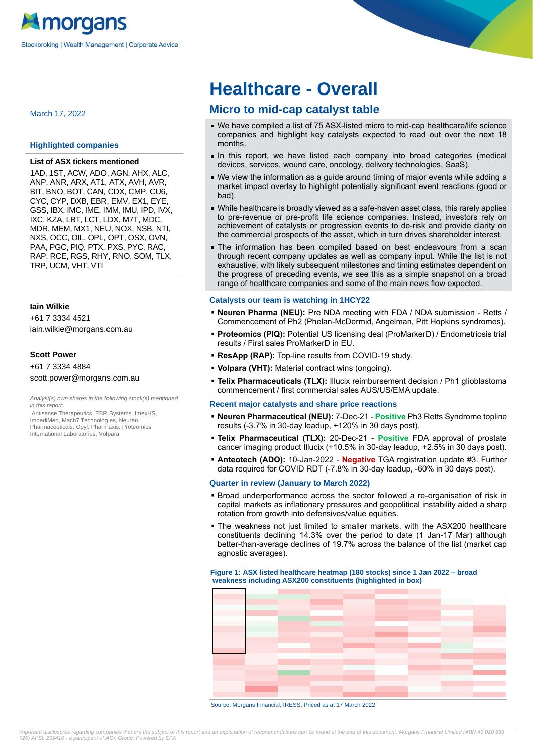March 17, 2022

### Highlighted companies

**List of ASX tickers mentioned**

1AD, 1ST, ACW, ADO, AGN, AHX, ALC, ANP, ANR, ARX, AT1, ATX, AVH, AVR, BIT, BNO, BOT, CAN, CDX, CMP, CU6, CYC, CYP, DXB, EBR, EMV, EX1, EYE, GSS, IBX, IMC, IME, IMM, IMU, IPD, IVX, IXC, KZA, LBT, LCT, LDX, M7T, MDC, MDR, MEM, MX1, NEU, NOX, NSB, NTI, NXS, OCC, OIL, OPL, OPT, OSX, OVN, PAA, PGC, PIQ, PTX, PXS, PYC, RAC, RAP, RCE, RGS, RHY, RNO, SOM, TLX, TRP, UCM, VHT, VTI

**Iain Wilkie**
+61 7 3334 4521
iain.wilkie@morgans.com.au

**Scott Power**
+61 7 3334 4884
scott.power@morgans.com.au

*Analyst(s) own shares in the following stock(s) mentioned in this report:*
Antisense Therapeutics, EBR Systems, ImexHS, ImpediMed, Mach7 Technologies, Neuren Pharmaceuticals, Opyl, Pharmaxis, Proteomics International Laboratories, Volpara

# Healthcare - Overall

## Micro to mid-cap catalyst table

- We have compiled a list of 75 ASX-listed micro to mid-cap healthcare/life science companies and highlight key catalysts expected to read out over the next 18 months.
- In this report, we have listed each company into broad categories (medical devices, services, wound care, oncology, delivery technologies, SaaS).
- We view the information as a guide around timing of major events while adding a market impact overlay to highlight potentially significant event reactions (good or bad).
- While healthcare is broadly viewed as a safe-haven asset class, this rarely applies to pre-revenue or pre-profit life science companies. Instead, investors rely on achievement of catalysts or progression events to de-risk and provide clarity on the commercial prospects of the asset, which in turn drives shareholder interest.
- The information has been compiled based on best endeavours from a scan through recent company updates as well as company input. While the list is not exhaustive, with likely subsequent milestones and timing estimates dependent on the progress of preceding events, we see this as a simple snapshot on a broad range of healthcare companies and some of the main news flow expected.

### Catalysts our team is watching in 1HCY22

- **Neuren Pharma (NEU):** Pre NDA meeting with FDA / NDA submission - Retts / Commencement of Ph2 (Phelan-McDermid, Angelman, Pitt Hopkins syndromes).
- **Proteomics (PIQ):** Potential US licensing deal (ProMarkerD) / Endometriosis trial results / First sales ProMarkerD in EU.
- **ResApp (RAP):** Top-line results from COVID-19 study.
- **Volpara (VHT):** Material contract wins (ongoing).
- **Telix Pharmaceuticals (TLX):** Illucix reimbursement decision / Ph1 glioblastoma commencement / first commercial sales AUS/US/EMA update.

### Recent major catalysts and share price reactions

- **Neuren Pharmaceutical (NEU):** 7-Dec-21 - **Positive** Ph3 Retts Syndrome topline results (-3.7% in 30-day leadup, +120% in 30 days post).
- **Telix Pharmaceutical (TLX):** 20-Dec-21 - **Positive** FDA approval of prostate cancer imaging product Illucix (+10.5% in 30-day leadup, +2.5% in 30 days post).
- **Anteotech (ADO):** 10-Jan-2022 - **Negative** TGA registration update #3. Further data required for COVID RDT (-7.8% in 30-day leadup, -60% in 30 days post).

### Quarter in review (January to March 2022)

- Broad underperformance across the sector followed a re-organisation of risk in capital markets as inflationary pressures and geopolitical instability aided a sharp rotation from growth into defensives/value equities.
- The weakness not just limited to smaller markets, with the ASX200 healthcare constituents declining 14.3% over the period to date (1 Jan-17 Mar) although better-than-average declines of 19.7% across the balance of the list (market cap agnostic averages).

**Figure 1: ASX listed healthcare heatmap (180 stocks) since 1 Jan 2022 – broad weakness including ASX200 constituents (highlighted in box)**

Source: Morgans Financial, IRESS, Priced as at 17 March 2022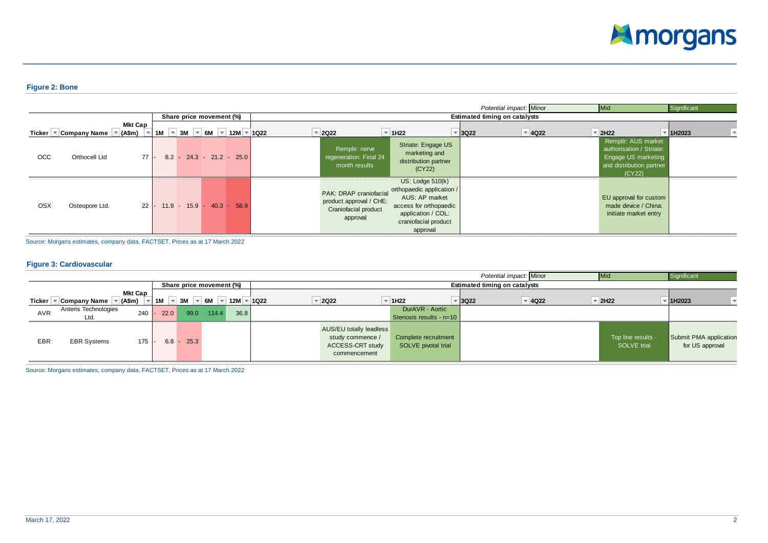### Figure 2: Bone

Potential impact: Minor | Mid | Significant

| Ticker | Company Name | Mkt Cap (A$m) | Share price movement (%) 1M | 3M | 6M | 12M | Estimated timing on catalysts 1Q22 | 2Q22 | 1H22 | 3Q22 | 4Q22 | 2H22 | 1H2023 |
|---|---|---|---|---|---|---|---|---|---|---|---|---|---|
| OCC | Orthocell Ltd | 77 | -8.2 | -24.3 | -21.2 | -25.0 | | Remplir: nerve regeneration: Final 24 month results | Striate: Engage US marketing and distribution partner (CY22) | | | Remplir: AUS market authorisation / Striate: Engage US marketing and distribution partner (CY22) | |
| OSX | Osteopore Ltd. | 22 | -11.9 | -15.9 | -40.3 | -58.9 | | PAK: DRAP craniofacial product approval / CHE: Craniofacial product approval | US: Lodge 510(k) orthopaedic application / AUS: AP market access for orthopaedic application / COL: craniofacial product approval | | | EU approval for custom made device / China: initiate market entry | |

Source: Morgans estimates, company data, FACTSET, Prices as at 17 March 2022

### Figure 3: Cardiovascular

Potential impact: Minor | Mid | Significant

| Ticker | Company Name | Mkt Cap (A$m) | Share price movement (%) 1M | 3M | 6M | 12M | Estimated timing on catalysts 1Q22 | 2Q22 | 1H22 | 3Q22 | 4Q22 | 2H22 | 1H2023 |
|---|---|---|---|---|---|---|---|---|---|---|---|---|---|
| AVR | Anteris Technologies Ltd. | 240 | -22.0 | 99.0 | 114.4 | 36.8 | | | DurAVR - Aortic Stenosis results - n=10 | | | | |
| EBR | EBR Systems | 175 | -6.8 | -25.3 | | | | AUS/EU totally leadless study commence / ACCESS-CRT study commencement | Complete recruitment SOLVE pivotal trial | | | Top line results - SOLVE trial | Submit PMA application for US approval |

Source: Morgans estimates, company data, FACTSET, Prices as at 17 March 2022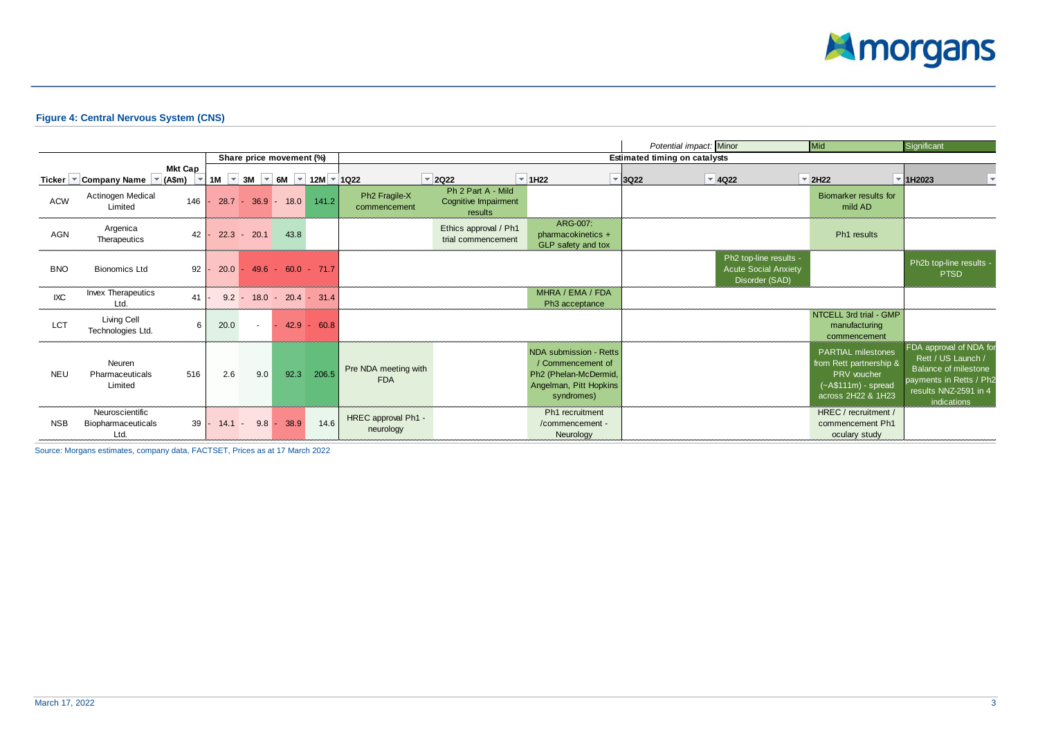**Figure 4: Central Nervous System (CNS)**

*Potential impact:* Minor | Mid | Significant

| Ticker | Company Name | Mkt Cap (A$m) | Share price movement (%) 1M | 3M | 6M | 12M | Estimated timing on catalysts 1Q22 | 2Q22 | 1H22 | 3Q22 | 4Q22 | 2H22 | 1H2023 |
|---|---|---|---|---|---|---|---|---|---|---|---|---|---|
| ACW | Actinogen Medical Limited | 146 | -28.7 | -36.9 | -18.0 | 141.2 | Ph2 Fragile-X commencement | Ph 2 Part A - Mild Cognitive Impairment results | | | | Biomarker results for mild AD | |
| AGN | Argenica Therapeutics | 42 | -22.3 | -20.1 | 43.8 | | | Ethics approval / Ph1 trial commencement | ARG-007: pharmacokinetics + GLP safety and tox | | | Ph1 results | |
| BNO | Bionomics Ltd | 92 | -20.0 | -49.6 | -60.0 | -71.7 | | | | | Ph2 top-line results - Acute Social Anxiety Disorder (SAD) | | Ph2b top-line results - PTSD |
| IXC | Invex Therapeutics Ltd. | 41 | -9.2 | -18.0 | -20.4 | -31.4 | | | MHRA / EMA / FDA Ph3 acceptance | | | | |
| LCT | Living Cell Technologies Ltd. | 6 | 20.0 | - | -42.9 | -60.8 | | | | | | NTCELL 3rd trial - GMP manufacturing commencement | |
| NEU | Neuren Pharmaceuticals Limited | 516 | 2.6 | 9.0 | 92.3 | 206.5 | Pre NDA meeting with FDA | | NDA submission - Retts / Commencement of Ph2 (Phelan-McDermid, Angelman, Pitt Hopkins syndromes) | | | PARTIAL milestones from Rett partnership & PRV voucher (~A$111m) - spread across 2H22 & 1H23 | FDA approval of NDA for Rett / US Launch / Balance of milestone payments in Retts / Ph2 results NNZ-2591 in 4 indications |
| NSB | Neuroscientific Biopharmaceuticals Ltd. | 39 | -14.1 | -9.8 | -38.9 | 14.6 | HREC approval Ph1 - neurology | | Ph1 recruitment /commencement - Neurology | | | HREC / recruitment / commencement Ph1 ocular study | |

Source: Morgans estimates, company data, FACTSET, Prices as at 17 March 2022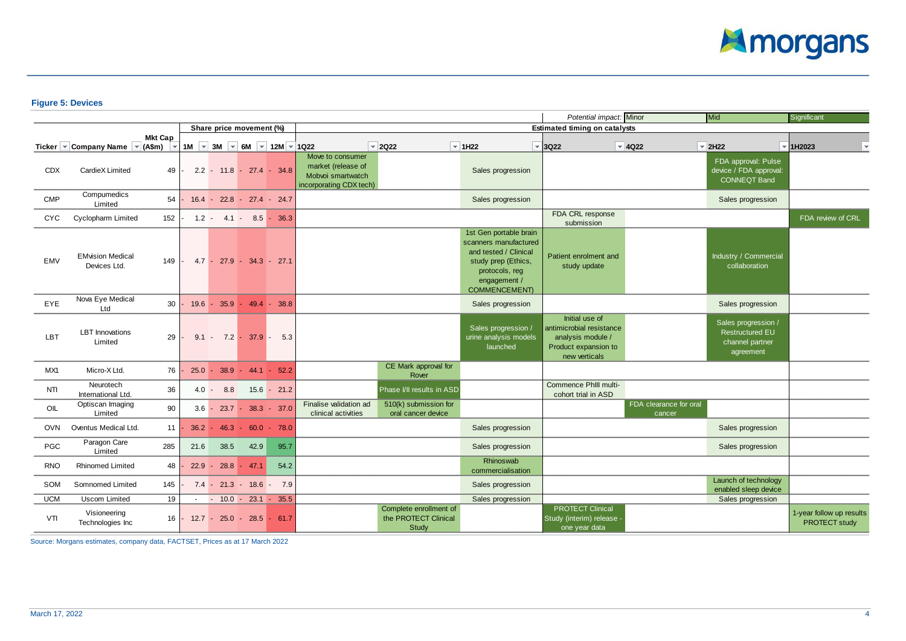**Figure 5: Devices**

| | | | Share price movement (%) | | | | Estimated timing on catalysts | | | | | | |
|---|---|---|---|---|---|---|---|---|---|---|---|---|---|
| Ticker | Company Name | Mkt Cap (A$m) | 1M | 3M | 6M | 12M | 1Q22 | 2Q22 | 1H22 | 3Q22 | 4Q22 | 2H22 | 1H2023 |
| CDX | CardieX Limited | 49 | -2.2 | -11.8 | -27.4 | -34.8 | Move to consumer market (release of Mobvoi smartwatch incorporating CDX tech) | | Sales progression | | | FDA approval: Pulse device / FDA approval: CONNEQT Band | |
| CMP | Compumedics Limited | 54 | -16.4 | -22.8 | -27.4 | -24.7 | | | Sales progression | | | Sales progression | |
| CYC | Cyclopharm Limited | 152 | -1.2 | -4.1 | -8.5 | -36.3 | | | | FDA CRL response submission | | | FDA review of CRL |
| EMV | EMvision Medical Devices Ltd. | 149 | -4.7 | -27.9 | -34.3 | -27.1 | | | 1st Gen portable brain scanners manufactured and tested / Clinical study prep (Ethics, protocols, reg engagement / COMMENCEMENT) | Patient enrolment and study update | | Industry / Commercial collaboration | |
| EYE | Nova Eye Medical Ltd | 30 | -19.6 | -35.9 | -49.4 | -38.8 | | | Sales progression | | | Sales progression | |
| LBT | LBT Innovations Limited | 29 | -9.1 | -7.2 | -37.9 | -5.3 | | | Sales progression / urine analysis models launched | Initial use of antimicrobial resistance analysis module / Product expansion to new verticals | | Sales progression / Restructured EU channel partner agreement | |
| MX1 | Micro-X Ltd. | 76 | -25.0 | -38.9 | -44.1 | -52.2 | | CE Mark approval for Rover | | | | | |
| NTI | Neurotech International Ltd. | 36 | 4.0 | -8.8 | 15.6 | -21.2 | | Phase I/II results in ASD | | Commence PhIII multi-cohort trial in ASD | | | |
| OIL | Optiscan Imaging Limited | 90 | 3.6 | -23.7 | -38.3 | -37.0 | Finalise validation ad clinical activities | 510(k) submission for oral cancer device | | | FDA clearance for oral cancer | | |
| OVN | Oventus Medical Ltd. | 11 | -36.2 | -46.3 | -60.0 | -78.0 | | | Sales progression | | | Sales progression | |
| PGC | Paragon Care Limited | 285 | 21.6 | 38.5 | 42.9 | 95.7 | | | Sales progression | | | Sales progression | |
| RNO | Rhinomed Limited | 48 | -22.9 | -28.8 | -47.1 | 54.2 | | | Rhinoswab commercialisation | | | | |
| SOM | Somnomed Limited | 145 | -7.4 | -21.3 | -18.6 | -7.9 | | | Sales progression | | | Launch of technology enabled sleep device | |
| UCM | Uscom Limited | 19 | - | -10.0 | -23.1 | -35.5 | | | Sales progression | | | Sales progression | |
| VTI | Visioneering Technologies Inc | 16 | -12.7 | -25.0 | -28.5 | -61.7 | | Complete enrollment of the PROTECT Clinical Study | | PROTECT Clinical Study (interim) release - one year data | | | 1-year follow up results PROTECT study |

Potential impact: Minor / Mid / Significant

Source: Morgans estimates, company data, FACTSET, Prices as at 17 March 2022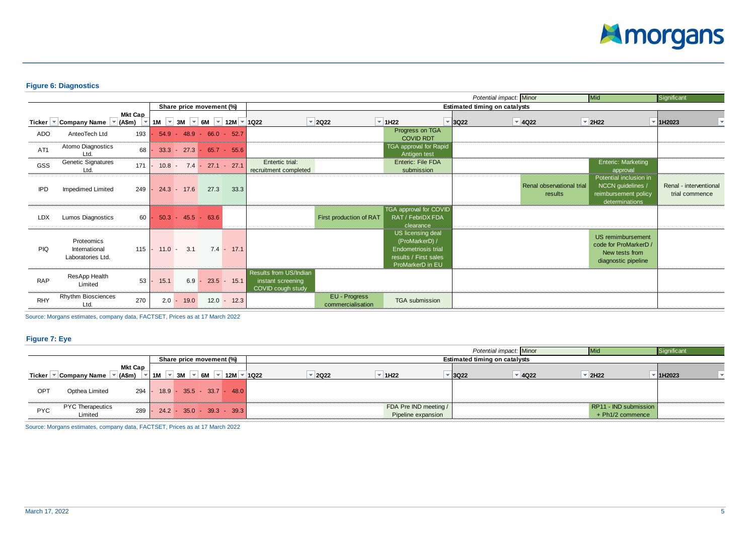## Figure 6: Diagnostics

*Potential impact:* Minor | Mid | Significant

| Ticker | Company Name | Mkt Cap (A$m) | Share price movement (%) 1M | 3M | 6M | 12M | Estimated timing on catalysts 1Q22 | 2Q22 | 1H22 | 3Q22 | 4Q22 | 2H22 | 1H2023 |
|---|---|---|---|---|---|---|---|---|---|---|---|---|---|
| ADO | AnteoTech Ltd | 193 | -54.9 | -48.9 | -66.0 | -52.7 | | | Progress on TGA COVID RDT | | | | |
| AT1 | Atomo Diagnostics Ltd. | 68 | -33.3 | -27.3 | -65.7 | -55.6 | | | TGA approval for Rapid Antigen test | | | | |
| GSS | Genetic Signatures Ltd. | 171 | -10.8 | -7.4 | -27.1 | -27.1 | Entertic trial: recruitment completed | | Enteric: File FDA submission | | | Enteric: Marketing approval | |
| IPD | Impedimed Limited | 249 | -24.3 | -17.6 | 27.3 | 33.3 | | | | | Renal observational trial results | Potential inclusion in NCCN guidelines / reimbursement policy determinations | Renal - interventional trial commence |
| LDX | Lumos Diagnostics | 60 | -50.3 | -45.5 | -63.6 | | | First production of RAT | TGA approval for COVID RAT / FebriDX FDA clearance | | | | |
| PIQ | Proteomics International Laboratories Ltd. | 115 | -11.0 | -3.1 | 7.4 | -17.1 | | | US licensing deal (ProMarkerD) / Endometriosis trial results / First sales ProMarkerD in EU | | | US remimbursement code for ProMarkerD / New tests from diagnostic pipeline | |
| RAP | ResApp Health Limited | 53 | -15.1 | 6.9 | -23.5 | -15.1 | Results from US/Indian instant screening COVID cough study | | | | | | |
| RHY | Rhythm Biosciences Ltd. | 270 | 2.0 | -19.0 | 12.0 | -12.3 | | EU - Progress commercialisation | TGA submission | | | | |

Source: Morgans estimates, company data, FACTSET, Prices as at 17 March 2022

## Figure 7: Eye

*Potential impact:* Minor | Mid | Significant

| Ticker | Company Name | Mkt Cap (A$m) | Share price movement (%) 1M | 3M | 6M | 12M | Estimated timing on catalysts 1Q22 | 2Q22 | 1H22 | 3Q22 | 4Q22 | 2H22 | 1H2023 |
|---|---|---|---|---|---|---|---|---|---|---|---|---|---|
| OPT | Opthea Limited | 294 | -18.9 | -35.5 | -33.7 | -48.0 | | | | | | | |
| PYC | PYC Therapeutics Limited | 289 | -24.2 | -35.0 | -39.3 | -39.3 | | | FDA Pre IND meeting / Pipeline expansion | | | RP11 - IND submission + Ph1/2 commence | |

Source: Morgans estimates, company data, FACTSET, Prices as at 17 March 2022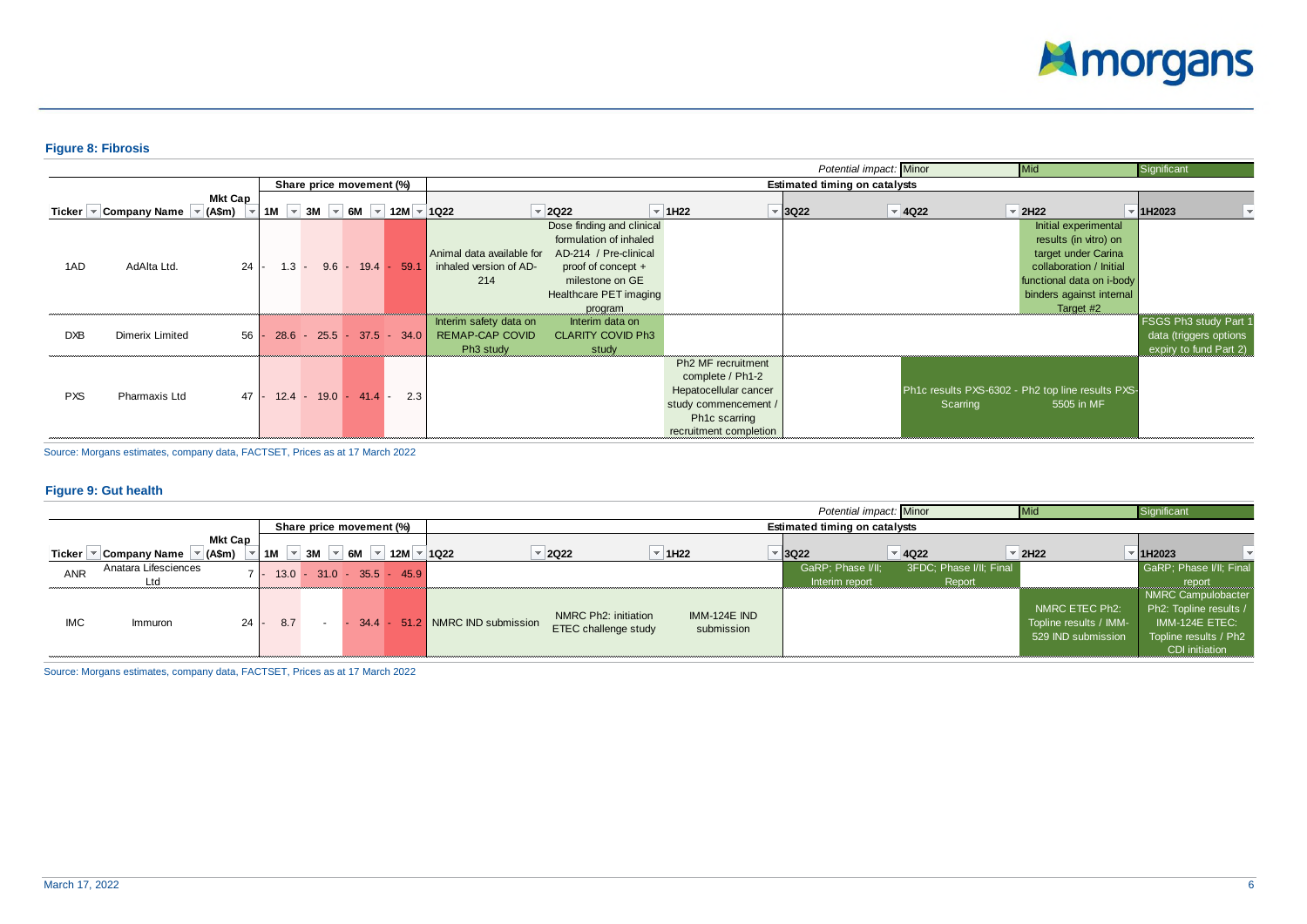## Figure 8: Fibrosis

*Potential impact:* Minor | Mid | Significant

| Ticker | Company Name | Mkt Cap (A$m) | Share price movement (%) 1M | 3M | 6M | 12M | Estimated timing on catalysts 1Q22 | 2Q22 | 1H22 | 3Q22 | 4Q22 | 2H22 | 1H2023 |
|---|---|---|---|---|---|---|---|---|---|---|---|---|---|
| 1AD | AdAlta Ltd. | 24 | -1.3 | -9.6 | -19.4 | -59.1 | Animal data available for inhaled version of AD-214 | Dose finding and clinical formulation of inhaled AD-214 / Pre-clinical proof of concept + milestone on GE Healthcare PET imaging program | | | | Initial experimental results (in vitro) on target under Carina collaboration / Initial functional data on i-body binders against internal Target #2 | |
| DXB | Dimerix Limited | 56 | -28.6 | -25.5 | -37.5 | -34.0 | Interim safety data on REMAP-CAP COVID Ph3 study | Interim data on CLARITY COVID Ph3 study | | | | | FSGS Ph3 study Part 1 data (triggers options expiry to fund Part 2) |
| PXS | Pharmaxis Ltd | 47 | -12.4 | -19.0 | -41.4 | -2.3 | | | Ph2 MF recruitment complete / Ph1-2 Hepatocellular cancer study commencement / Ph1c scarring recruitment completion | | Ph1c results PXS-6302 - Scarring | Ph2 top line results PXS-5505 in MF | |

Source: Morgans estimates, company data, FACTSET, Prices as at 17 March 2022

## Figure 9: Gut health

*Potential impact:* Minor | Mid | Significant

| Ticker | Company Name | Mkt Cap (A$m) | Share price movement (%) 1M | 3M | 6M | 12M | Estimated timing on catalysts 1Q22 | 2Q22 | 1H22 | 3Q22 | 4Q22 | 2H22 | 1H2023 |
|---|---|---|---|---|---|---|---|---|---|---|---|---|---|
| ANR | Anatara Lifesciences Ltd | 7 | -13.0 | -31.0 | -35.5 | -45.9 | | | | GaRP; Phase I/II; Interim report | 3FDC; Phase I/II; Final Report | | GaRP; Phase I/II; Final report |
| IMC | Immuron | 24 | -8.7 | - | -34.4 | -51.2 | NMRC IND submission | NMRC Ph2: initiation ETEC challenge study | IMM-124E IND submission | | | NMRC ETEC Ph2: Topline results / IMM-529 IND submission | NMRC Campulobacter Ph2: Topline results / IMM-124E ETEC: Topline results / Ph2 CDI initiation |

Source: Morgans estimates, company data, FACTSET, Prices as at 17 March 2022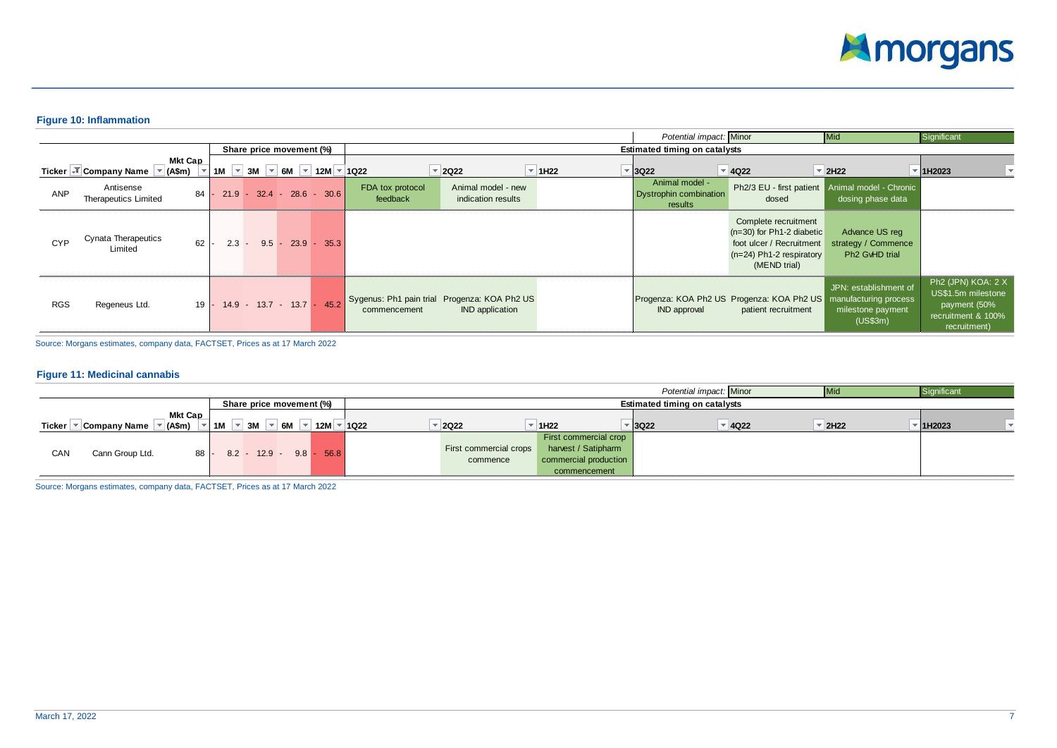### Figure 10: Inflammation

| | | | Share price movement (%) | | | | Estimated timing on catalysts | | | | | | |
|---|---|---|---|---|---|---|---|---|---|---|---|---|---|
| | | | | | | | | | | Potential impact: Minor | | Mid | Significant |
| Ticker | Company Name | Mkt Cap (A$m) | 1M | 3M | 6M | 12M | 1Q22 | 2Q22 | 1H22 | 3Q22 | 4Q22 | 2H22 | 1H2023 |
| ANP | Antisense Therapeutics Limited | 84 | - 21.9 | - 32.4 | - 28.6 | - 30.6 | FDA tox protocol feedback | Animal model - new indication results | | Animal model - Dystrophin combination results | Ph2/3 EU - first patient dosed | Animal model - Chronic dosing phase data | |
| CYP | Cynata Therapeutics Limited | 62 | - 2.3 | - 9.5 | - 23.9 | - 35.3 | | | | | Complete recruitment (n=30) for Ph1-2 diabetic foot ulcer / Recruitment (n=24) Ph1-2 respiratory (MEND trial) | Advance US reg strategy / Commence Ph2 GvHD trial | |
| RGS | Regeneus Ltd. | 19 | - 14.9 | - 13.7 | - 13.7 | - 45.2 | Sygenus: Ph1 pain trial commencement | Progenza: KOA Ph2 US IND application | | Progenza: KOA Ph2 US IND approval | Progenza: KOA Ph2 US patient recruitment | JPN: establishment of manufacturing process milestone payment (US$3m) | Ph2 (JPN) KOA: 2 X US$1.5m milestone payment (50% recruitment & 100% recruitment) |

Source: Morgans estimates, company data, FACTSET, Prices as at 17 March 2022

### Figure 11: Medicinal cannabis

| | | | Share price movement (%) | | | | Estimated timing on catalysts | | | | | | |
|---|---|---|---|---|---|---|---|---|---|---|---|---|---|
| | | | | | | | | | | Potential impact: Minor | | Mid | Significant |
| Ticker | Company Name | Mkt Cap (A$m) | 1M | 3M | 6M | 12M | 1Q22 | 2Q22 | 1H22 | 3Q22 | 4Q22 | 2H22 | 1H2023 |
| CAN | Cann Group Ltd. | 88 | - 8.2 | - 12.9 | - 9.8 | - 56.8 | | First commercial crops commence | First commercial crop harvest / Satipharm commercial production commencement | | | | |

Source: Morgans estimates, company data, FACTSET, Prices as at 17 March 2022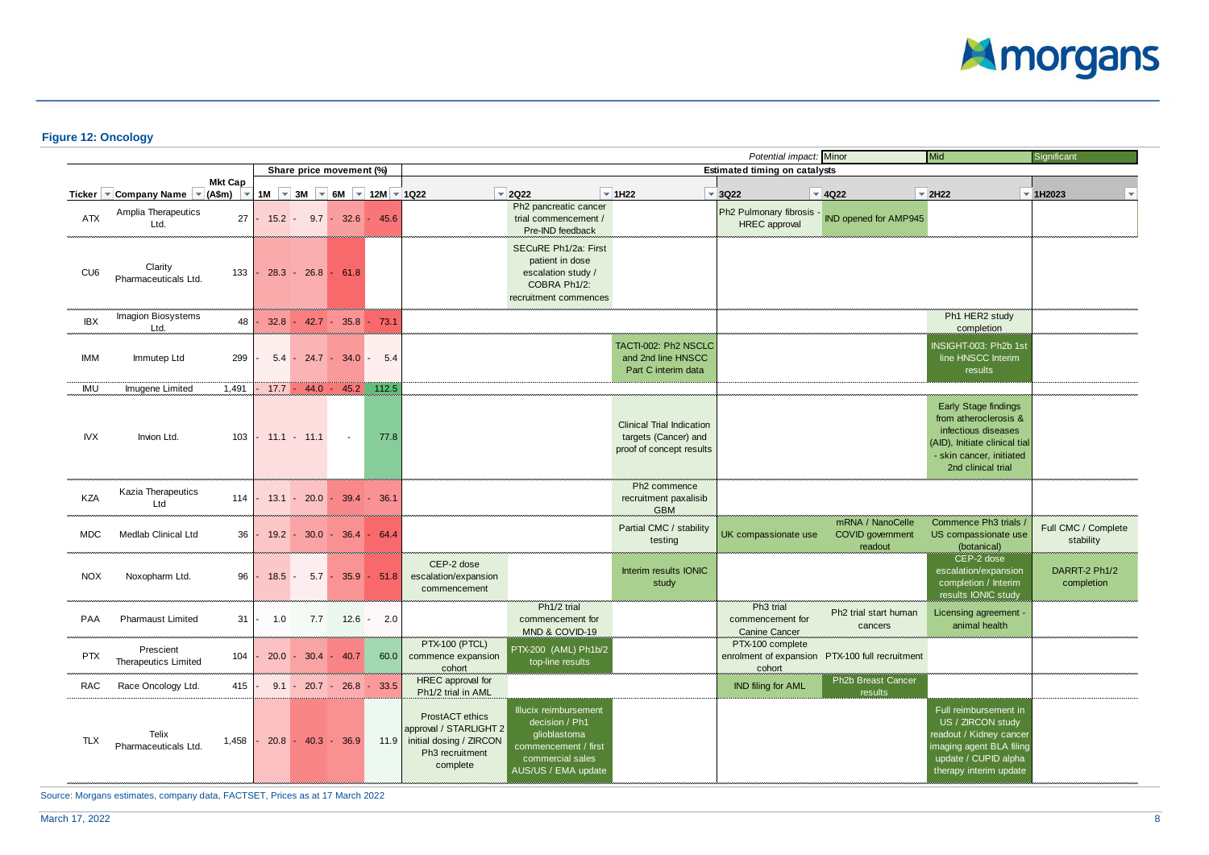### Figure 12: Oncology

*Potential impact:* Minor | Mid | Significant

| Ticker | Company Name | Mkt Cap (A$m) | Share price movement (%) 1M | 3M | 6M | 12M | Estimated timing on catalysts 1Q22 | 2Q22 | 1H22 | 3Q22 | 4Q22 | 2H22 | 1H2023 |
|---|---|---|---|---|---|---|---|---|---|---|---|---|---|
| ATX | Amplia Therapeutics Ltd. | 27 | -15.2 | -9.7 | -32.6 | -45.6 | | Ph2 pancreatic cancer trial commencement / Pre-IND feedback | | Ph2 Pulmonary fibrosis - HREC approval | IND opened for AMP945 | | |
| CU6 | Clarity Pharmaceuticals Ltd. | 133 | -28.3 | -26.8 | -61.8 | | | SECuRE Ph1/2a: First patient in dose escalation study / COBRA Ph1/2: recruitment commences | | | | | |
| IBX | Imagion Biosystems Ltd. | 48 | -32.8 | -42.7 | -35.8 | -73.1 | | | | | | Ph1 HER2 study completion | |
| IMM | Immutep Ltd | 299 | -5.4 | -24.7 | -34.0 | -5.4 | | | TACTI-002: Ph2 NSCLC and 2nd line HNSCC Part C interim data | | | INSIGHT-003: Ph2b 1st line HNSCC Interim results | |
| IMU | Imugene Limited | 1,491 | -17.7 | -44.0 | -45.2 | 112.5 | | | | | | | |
| IVX | Invion Ltd. | 103 | -11.1 | -11.1 | - | 77.8 | | | Clinical Trial Indication targets (Cancer) and proof of concept results | | | Early Stage findings from atheroclerosis & infectious diseases (AID), Initiate clinical tial - skin cancer, initiated 2nd clinical trial | |
| KZA | Kazia Therapeutics Ltd | 114 | -13.1 | -20.0 | -39.4 | -36.1 | | | Ph2 commence recruitment paxalisib GBM | | | | |
| MDC | Medlab Clinical Ltd | 36 | -19.2 | -30.0 | -36.4 | -64.4 | | | Partial CMC / stability testing | UK compassionate use | mRNA / NanoCelle COVID government readout | Commence Ph3 trials / US compassionate use (botanical) | Full CMC / Complete stability |
| NOX | Noxopharm Ltd. | 96 | -18.5 | -5.7 | -35.9 | -51.8 | CEP-2 dose escalation/expansion commencement | | Interim results IONIC study | | | CEP-2 dose escalation/expansion completion / Interim results IONIC study | DARRT-2 Ph1/2 completion |
| PAA | Pharmaust Limited | 31 | -1.0 | 7.7 | 12.6 | -2.0 | | Ph1/2 trial commencement for MND & COVID-19 | | Ph3 trial commencement for Canine Cancer | Ph2 trial start human cancers | Licensing agreement - animal health | |
| PTX | Prescient Therapeutics Limited | 104 | -20.0 | -30.4 | -40.7 | 60.0 | PTX-100 (PTCL) commence expansion cohort | PTX-200 (AML) Ph1b/2 top-line results | | PTX-100 complete enrolment of expansion cohort | PTX-100 full recruitment | | |
| RAC | Race Oncology Ltd. | 415 | -9.1 | -20.7 | -26.8 | -33.5 | HREC approval for Ph1/2 trial in AML | | | IND filing for AML | Ph2b Breast Cancer results | | |
| TLX | Telix Pharmaceuticals Ltd. | 1,458 | -20.8 | -40.3 | -36.9 | 11.9 | ProstACT ethics approval / STARLIGHT 2 initial dosing / ZIRCON Ph3 recruitment complete | Illucix reimbursement decision / Ph1 glioblastoma commencement / first commercial sales AUS/US / EMA update | | | | Full reimbursement in US / ZIRCON study readout / Kidney cancer imaging agent BLA filing update / CUPID alpha therapy interim update | |

Source: Morgans estimates, company data, FACTSET, Prices as at 17 March 2022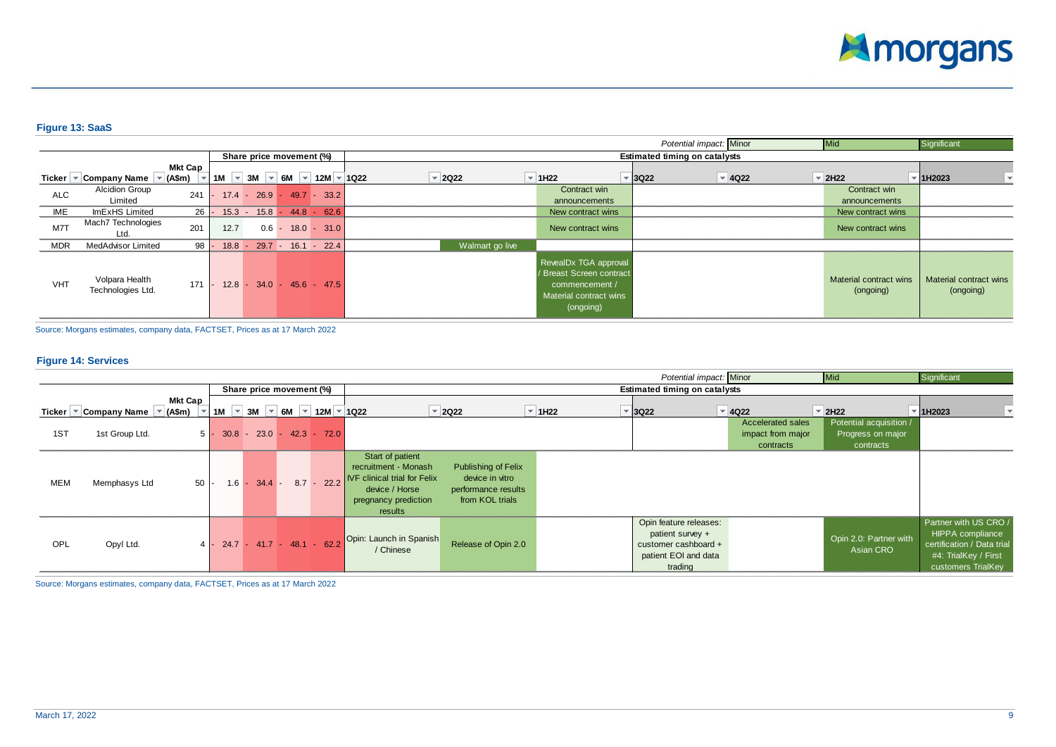## Figure 13: SaaS

*Potential impact:* Minor | Mid | Significant

| Ticker | Company Name | Mkt Cap (A$m) | Share price movement (%) 1M | 3M | 6M | 12M | Estimated timing on catalysts 1Q22 | 2Q22 | 1H22 | 3Q22 | 4Q22 | 2H22 | 1H2023 |
|---|---|---|---|---|---|---|---|---|---|---|---|---|---|
| ALC | Alcidion Group Limited | 241 | -17.4 | -26.9 | -49.7 | -33.2 | | | Contract win announcements | | | Contract win announcements | |
| IME | ImExHS Limited | 26 | -15.3 | -15.8 | -44.8 | -62.6 | | | New contract wins | | | New contract wins | |
| M7T | Mach7 Technologies Ltd. | 201 | 12.7 | 0.6 | -18.0 | -31.0 | | | New contract wins | | | New contract wins | |
| MDR | MedAdvisor Limited | 98 | -18.8 | -29.7 | -16.1 | -22.4 | | Walmart go live | | | | | |
| VHT | Volpara Health Technologies Ltd. | 171 | -12.8 | -34.0 | -45.6 | -47.5 | | | RevealDx TGA approval / Breast Screen contract commencement / Material contract wins (ongoing) | | | Material contract wins (ongoing) | Material contract wins (ongoing) |

Source: Morgans estimates, company data, FACTSET, Prices as at 17 March 2022

## Figure 14: Services

*Potential impact:* Minor | Mid | Significant

| Ticker | Company Name | Mkt Cap (A$m) | Share price movement (%) 1M | 3M | 6M | 12M | Estimated timing on catalysts 1Q22 | 2Q22 | 1H22 | 3Q22 | 4Q22 | 2H22 | 1H2023 |
|---|---|---|---|---|---|---|---|---|---|---|---|---|---|
| 1ST | 1st Group Ltd. | 5 | -30.8 | -23.0 | -42.3 | -72.0 | | | | | Accelerated sales impact from major contracts | Potential acquisition / Progress on major contracts | |
| MEM | Memphasys Ltd | 50 | -1.6 | -34.4 | -8.7 | -22.2 | Start of patient recruitment - Monash IVF clinical trial for Felix device / Horse pregnancy prediction results | Publishing of Felix device in vitro performance results from KOL trials | | | | | |
| OPL | Opyl Ltd. | 4 | -24.7 | -41.7 | -48.1 | -62.2 | Opin: Launch in Spanish / Chinese | Release of Opin 2.0 | | Opin feature releases: patient survey + customer cashboard + patient EOI and data trading | | Opin 2.0: Partner with Asian CRO | Partner with US CRO / HIPPA compliance certification / Data trial #4: TrialKey / First customers TrialKey |

Source: Morgans estimates, company data, FACTSET, Prices as at 17 March 2022

March 17, 2022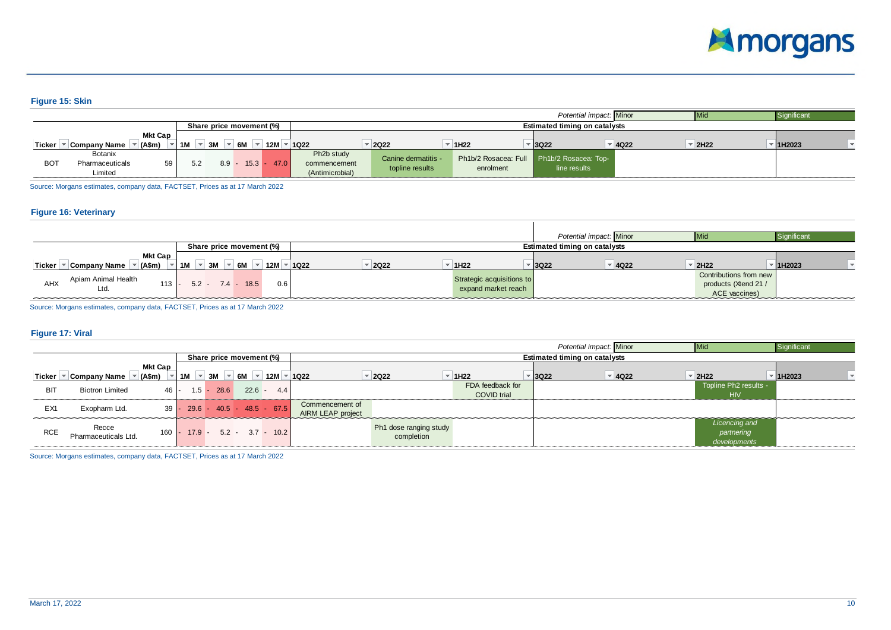## Figure 15: Skin

*Potential impact:* Minor | Mid | Significant

| Ticker | Company Name | Mkt Cap (A$m) | Share price movement (%) 1M | 3M | 6M | 12M | Estimated timing on catalysts 1Q22 | 2Q22 | 1H22 | 3Q22 | 4Q22 | 2H22 | 1H2023 |
|---|---|---|---|---|---|---|---|---|---|---|---|---|---|
| BOT | Botanix Pharmaceuticals Limited | 59 | 5.2 | 8.9 | -15.3 | -47.0 | Ph2b study commencement (Antimicrobial) | Canine dermatitis - topline results | Ph1b/2 Rosacea: Full enrolment | Ph1b/2 Rosacea: Top-line results | | | |

Source: Morgans estimates, company data, FACTSET, Prices as at 17 March 2022

## Figure 16: Veterinary

*Potential impact:* Minor | Mid | Significant

| Ticker | Company Name | Mkt Cap (A$m) | Share price movement (%) 1M | 3M | 6M | 12M | Estimated timing on catalysts 1Q22 | 2Q22 | 1H22 | 3Q22 | 4Q22 | 2H22 | 1H2023 |
|---|---|---|---|---|---|---|---|---|---|---|---|---|---|
| AHX | Apiam Animal Health Ltd. | 113 | -5.2 | -7.4 | -18.5 | 0.6 | | | Strategic acquisitions to expand market reach | | | Contributions from new products (Xtend 21 / ACE vaccines) | |

Source: Morgans estimates, company data, FACTSET, Prices as at 17 March 2022

## Figure 17: Viral

*Potential impact:* Minor | Mid | Significant

| Ticker | Company Name | Mkt Cap (A$m) | Share price movement (%) 1M | 3M | 6M | 12M | Estimated timing on catalysts 1Q22 | 2Q22 | 1H22 | 3Q22 | 4Q22 | 2H22 | 1H2023 |
|---|---|---|---|---|---|---|---|---|---|---|---|---|---|
| BIT | Biotron Limited | 46 | -1.5 | -28.6 | 22.6 | -4.4 | | | FDA feedback for COVID trial | | | Topline Ph2 results - HIV | |
| EX1 | Exopharm Ltd. | 39 | -29.6 | -40.5 | -48.5 | -67.5 | Commencement of AIRM LEAP project | | | | | | |
| RCE | Recce Pharmaceuticals Ltd. | 160 | -17.9 | -5.2 | -3.7 | -10.2 | | Ph1 dose ranging study completion | | | | *Licencing and partnering developments* | |

Source: Morgans estimates, company data, FACTSET, Prices as at 17 March 2022

March 17, 2022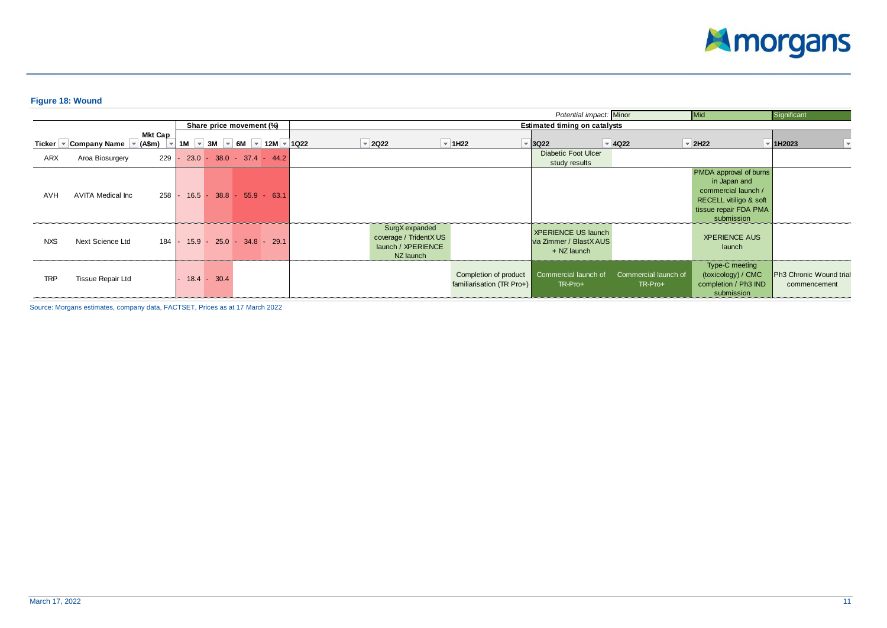**Figure 18: Wound**

*Potential impact:* Minor | Mid | Significant

| Ticker | Company Name | Mkt Cap (A$m) | Share price movement (%) 1M | 3M | 6M | 12M | Estimated timing on catalysts 1Q22 | 2Q22 | 1H22 | 3Q22 | 4Q22 | 2H22 | 1H2023 |
|---|---|---|---|---|---|---|---|---|---|---|---|---|---|
| ARX | Aroa Biosurgery | 229 | - 23.0 | - 38.0 | - 37.4 | - 44.2 | | | | Diabetic Foot Ulcer study results | | | |
| AVH | AVITA Medical Inc | 258 | - 16.5 | - 38.8 | - 55.9 | - 63.1 | | | | | | PMDA approval of burns in Japan and commercial launch / RECELL vitiligo & soft tissue repair FDA PMA submission | |
| NXS | Next Science Ltd | 184 | - 15.9 | - 25.0 | - 34.8 | - 29.1 | | SurgX expanded coverage / TridentX US launch / XPERIENCE NZ launch | | XPERIENCE US launch via Zimmer / BlastX AUS + NZ launch | | XPERIENCE AUS launch | |
| TRP | Tissue Repair Ltd | | - 18.4 | - 30.4 | | | | | Completion of product familiarisation (TR Pro+) | Commercial launch of TR-Pro+ | Commercial launch of TR-Pro+ | Type-C meeting (toxicology) / CMC completion / Ph3 IND submission | Ph3 Chronic Wound trial commencement |

Source: Morgans estimates, company data, FACTSET, Prices as at 17 March 2022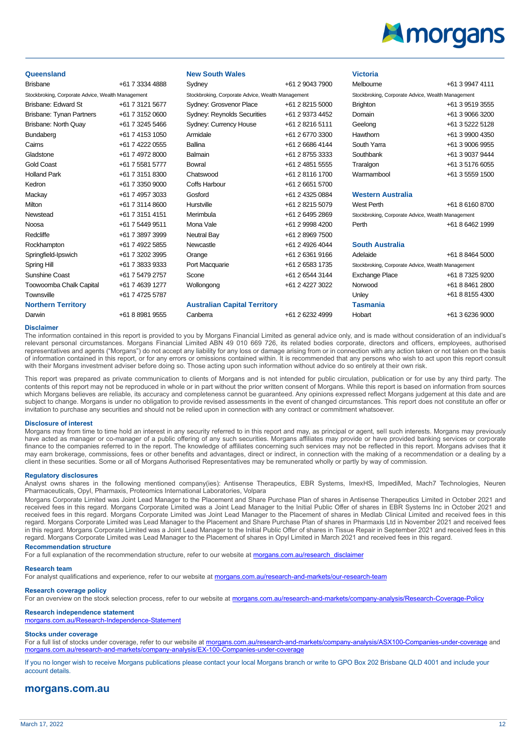**Queensland**

| | |
|---|---|
| Brisbane | +61 7 3334 4888 |
| Stockbroking, Corporate Advice, Wealth Management | |
| Brisbane: Edward St | +61 7 3121 5677 |
| Brisbane: Tynan Partners | +61 7 3152 0600 |
| Brisbane: North Quay | +61 7 3245 5466 |
| Bundaberg | +61 7 4153 1050 |
| Cairns | +61 7 4222 0555 |
| Gladstone | +61 7 4972 8000 |
| Gold Coast | +61 7 5581 5777 |
| Holland Park | +61 7 3151 8300 |
| Kedron | +61 7 3350 9000 |
| Mackay | +61 7 4957 3033 |
| Milton | +61 7 3114 8600 |
| Newstead | +61 7 3151 4151 |
| Noosa | +61 7 5449 9511 |
| Redcliffe | +61 7 3897 3999 |
| Rockhampton | +61 7 4922 5855 |
| Springfield-Ipswich | +61 7 3202 3995 |
| Spring Hill | +61 7 3833 9333 |
| Sunshine Coast | +61 7 5479 2757 |
| Toowoomba Chalk Capital | +61 7 4639 1277 |
| Townsville | +61 7 4725 5787 |

**Northern Territory**

| | |
|---|---|
| Darwin | +61 8 8981 9555 |

**New South Wales**

| | |
|---|---|
| Sydney | +61 2 9043 7900 |
| Stockbroking, Corporate Advice, Wealth Management | |
| Sydney: Grosvenor Place | +61 2 8215 5000 |
| Sydney: Reynolds Securities | +61 2 9373 4452 |
| Sydney: Currency House | +61 2 8216 5111 |
| Armidale | +61 2 6770 3300 |
| Ballina | +61 2 6686 4144 |
| Balmain | +61 2 8755 3333 |
| Bowral | +61 2 4851 5555 |
| Chatswood | +61 2 8116 1700 |
| Coffs Harbour | +61 2 6651 5700 |
| Gosford | +61 2 4325 0884 |
| Hurstville | +61 2 8215 5079 |
| Merimbula | +61 2 6495 2869 |
| Mona Vale | +61 2 9998 4200 |
| Neutral Bay | +61 2 8969 7500 |
| Newcastle | +61 2 4926 4044 |
| Orange | +61 2 6361 9166 |
| Port Macquarie | +61 2 6583 1735 |
| Scone | +61 2 6544 3144 |
| Wollongong | +61 2 4227 3022 |

**Australian Capital Territory**

| | |
|---|---|
| Canberra | +61 2 6232 4999 |

**Victoria**

| | |
|---|---|
| Melbourne | +61 3 9947 4111 |
| Stockbroking, Corporate Advice, Wealth Management | |
| Brighton | +61 3 9519 3555 |
| Domain | +61 3 9066 3200 |
| Geelong | +61 3 5222 5128 |
| Hawthorn | +61 3 9900 4350 |
| South Yarra | +61 3 9006 9955 |
| Southbank | +61 3 9037 9444 |
| Traralgon | +61 3 5176 6055 |
| Warrnambool | +61 3 5559 1500 |

**Western Australia**

| | |
|---|---|
| West Perth | +61 8 6160 8700 |
| Stockbroking, Corporate Advice, Wealth Management | |
| Perth | +61 8 6462 1999 |

**South Australia**

| | |
|---|---|
| Adelaide | +61 8 8464 5000 |
| Stockbroking, Corporate Advice, Wealth Management | |
| Exchange Place | +61 8 7325 9200 |
| Norwood | +61 8 8461 2800 |
| Unley | +61 8 8155 4300 |

**Tasmania**

| | |
|---|---|
| Hobart | +61 3 6236 9000 |

### Disclaimer

The information contained in this report is provided to you by Morgans Financial Limited as general advice only, and is made without consideration of an individual's relevant personal circumstances. Morgans Financial Limited ABN 49 010 669 726, its related bodies corporate, directors and officers, employees, authorised representatives and agents ("Morgans") do not accept any liability for any loss or damage arising from or in connection with any action taken or not taken on the basis of information contained in this report, or for any errors or omissions contained within. It is recommended that any persons who wish to act upon this report consult with their Morgans investment adviser before doing so. Those acting upon such information without advice do so entirely at their own risk.

This report was prepared as private communication to clients of Morgans and is not intended for public circulation, publication or for use by any third party. The contents of this report may not be reproduced in whole or in part without the prior written consent of Morgans. While this report is based on information from sources which Morgans believes are reliable, its accuracy and completeness cannot be guaranteed. Any opinions expressed reflect Morgans judgement at this date and are subject to change. Morgans is under no obligation to provide revised assessments in the event of changed circumstances. This report does not constitute an offer or invitation to purchase any securities and should not be relied upon in connection with any contract or commitment whatsoever.

### Disclosure of interest

Morgans may from time to time hold an interest in any security referred to in this report and may, as principal or agent, sell such interests. Morgans may previously have acted as manager or co-manager of a public offering of any such securities. Morgans affiliates may provide or have provided banking services or corporate finance to the companies referred to in the report. The knowledge of affiliates concerning such services may not be reflected in this report. Morgans advises that it may earn brokerage, commissions, fees or other benefits and advantages, direct or indirect, in connection with the making of a recommendation or a dealing by a client in these securities. Some or all of Morgans Authorised Representatives may be remunerated wholly or partly by way of commission.

### Regulatory disclosures

Analyst owns shares in the following mentioned company(ies): Antisense Therapeutics, EBR Systems, ImexHS, ImpediMed, Mach7 Technologies, Neuren Pharmaceuticals, Opyl, Pharmaxis, Proteomics International Laboratories, Volpara

Morgans Corporate Limited was Joint Lead Manager to the Placement and Share Purchase Plan of shares in Antisense Therapeutics Limited in October 2021 and received fees in this regard. Morgans Corporate Limited was a Joint Lead Manager to the Initial Public Offer of shares in EBR Systems Inc in October 2021 and received fees in this regard. Morgans Corporate Limited was Joint Lead Manager to the Placement of shares in Medlab Clinical Limited and received fees in this regard. Morgans Corporate Limited was Lead Manager to the Placement and Share Purchase Plan of shares in Pharmaxis Ltd in November 2021 and received fees in this regard. Morgans Corporate Limited was a Joint Lead Manager to the Initial Public Offer of shares in Tissue Repair in September 2021 and received fees in this regard. Morgans Corporate Limited was Lead Manager to the Placement of shares in Opyl Limited in March 2021 and received fees in this regard.

### Recommendation structure

For a full explanation of the recommendation structure, refer to our website at morgans.com.au/research_disclaimer

### Research team

For analyst qualifications and experience, refer to our website at morgans.com.au/research-and-markets/our-research-team

### Research coverage policy

For an overview on the stock selection process, refer to our website at morgans.com.au/research-and-markets/company-analysis/Research-Coverage-Policy

### Research independence statement

morgans.com.au/Research-Independence-Statement

### Stocks under coverage

For a full list of stocks under coverage, refer to our website at morgans.com.au/research-and-markets/company-analysis/ASX100-Companies-under-coverage and morgans.com.au/research-and-markets/company-analysis/EX-100-Companies-under-coverage

If you no longer wish to receive Morgans publications please contact your local Morgans branch or write to GPO Box 202 Brisbane QLD 4001 and include your account details.

## morgans.com.au